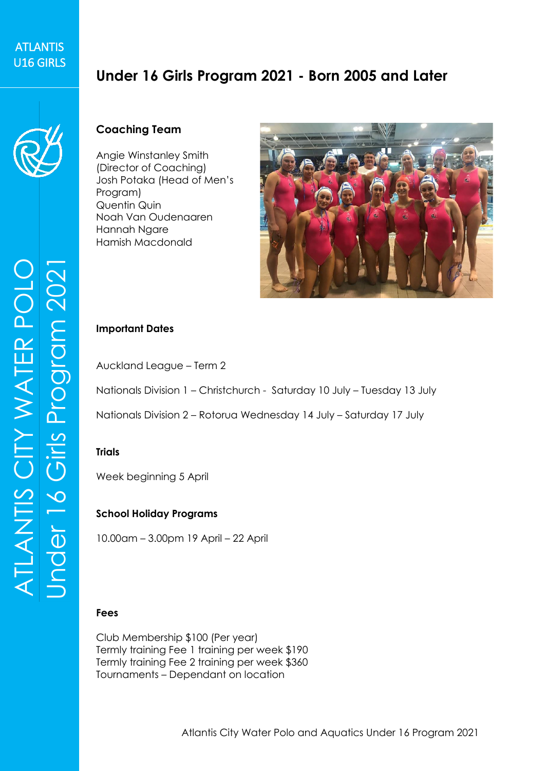ATLANTIS U16 GIRLS

ATLANTIS CITY WATER POLO
Under 16 Girls Program 2021

# Under 16 Girls Program 2021 - Born 2005 and Later

## Coaching Team

Angie Winstanley Smith (Director of Coaching)
Josh Potaka (Head of Men's Program)
Quentin Quin
Noah Van Oudenaaren
Hannah Ngare
Hamish Macdonald

## Important Dates

Auckland League – Term 2

Nationals Division 1 – Christchurch - Saturday 10 July – Tuesday 13 July

Nationals Division 2 – Rotorua Wednesday 14 July – Saturday 17 July

## Trials

Week beginning 5 April

## School Holiday Programs

10.00am – 3.00pm 19 April – 22 April

## Fees

Club Membership $100 (Per year)
Termly training Fee 1 training per week $190
Termly training Fee 2 training per week $360
Tournaments – Dependant on location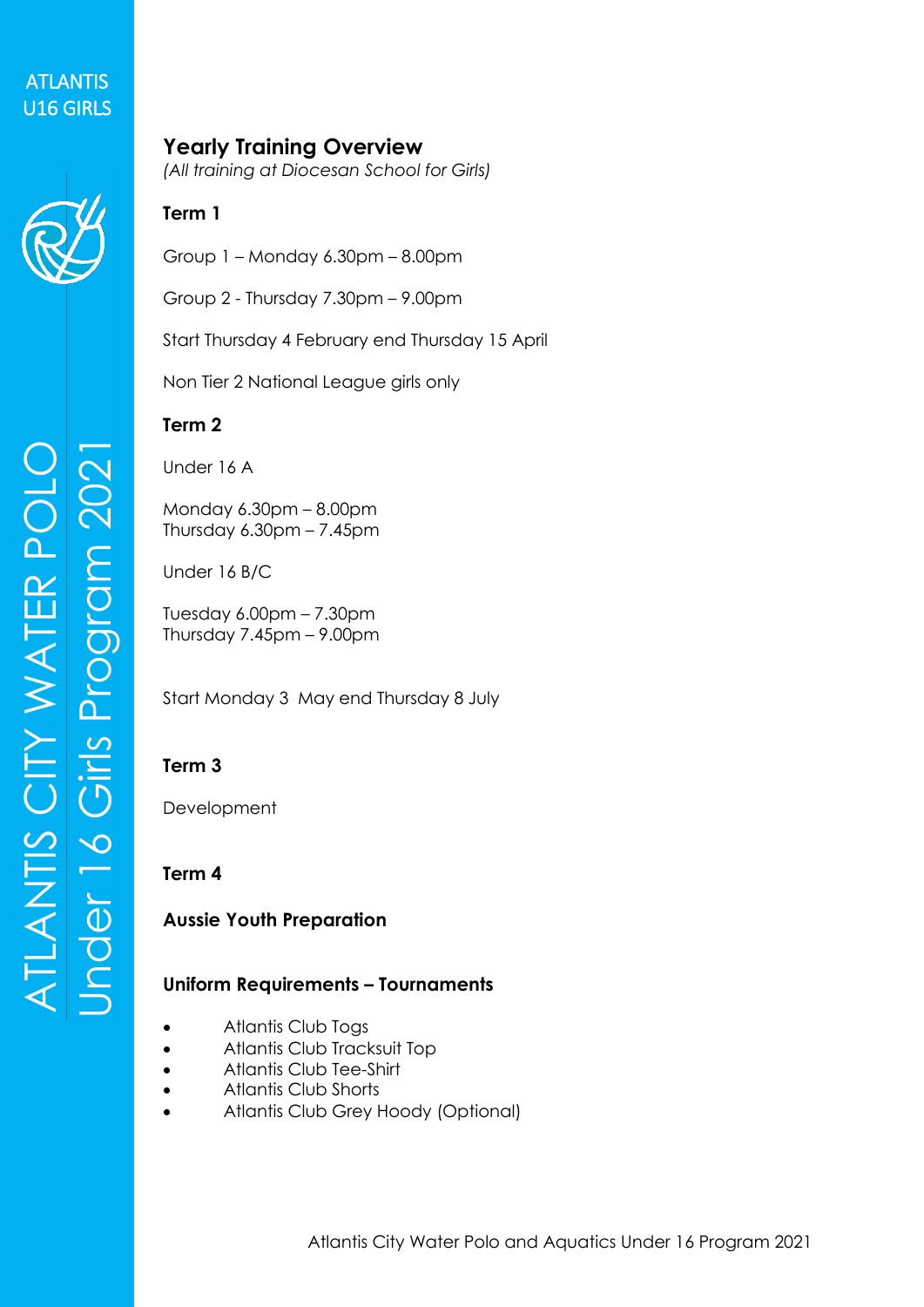## Yearly Training Overview

*(All training at Diocesan School for Girls)*

### Term 1

Group 1 – Monday 6.30pm – 8.00pm

Group 2 - Thursday 7.30pm – 9.00pm

Start Thursday 4 February end Thursday 15 April

Non Tier 2 National League girls only

### Term 2

Under 16 A

Monday 6.30pm – 8.00pm
Thursday 6.30pm – 7.45pm

Under 16 B/C

Tuesday 6.00pm – 7.30pm
Thursday 7.45pm – 9.00pm

Start Monday 3 May end Thursday 8 July

### Term 3

Development

### Term 4

**Aussie Youth Preparation**

### Uniform Requirements – Tournaments

- Atlantis Club Togs
- Atlantis Club Tracksuit Top
- Atlantis Club Tee-Shirt
- Atlantis Club Shorts
- Atlantis Club Grey Hoody (Optional)